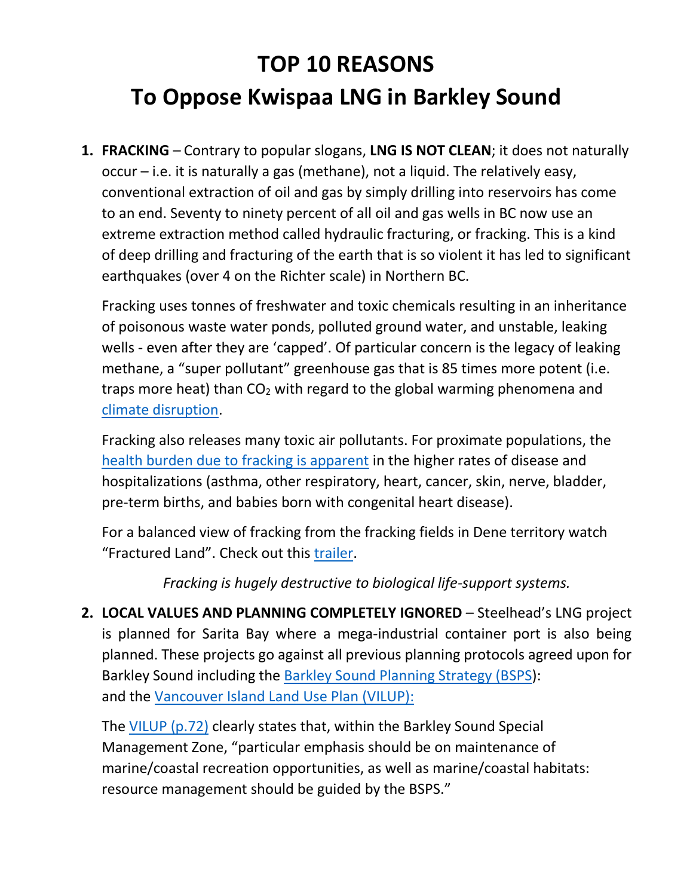# TOP 10 REASONS
# To Oppose Kwispaa LNG in Barkley Sound

1. **FRACKING** – Contrary to popular slogans, **LNG IS NOT CLEAN**; it does not naturally occur – i.e. it is naturally a gas (methane), not a liquid. The relatively easy, conventional extraction of oil and gas by simply drilling into reservoirs has come to an end. Seventy to ninety percent of all oil and gas wells in BC now use an extreme extraction method called hydraulic fracturing, or fracking. This is a kind of deep drilling and fracturing of the earth that is so violent it has led to significant earthquakes (over 4 on the Richter scale) in Northern BC.

   Fracking uses tonnes of freshwater and toxic chemicals resulting in an inheritance of poisonous waste water ponds, polluted ground water, and unstable, leaking wells - even after they are 'capped'. Of particular concern is the legacy of leaking methane, a "super pollutant" greenhouse gas that is 85 times more potent (i.e. traps more heat) than $CO_2$ with regard to the global warming phenomena and climate disruption.

   Fracking also releases many toxic air pollutants. For proximate populations, the health burden due to fracking is apparent in the higher rates of disease and hospitalizations (asthma, other respiratory, heart, cancer, skin, nerve, bladder, pre-term births, and babies born with congenital heart disease).

   For a balanced view of fracking from the fracking fields in Dene territory watch "Fractured Land". Check out this trailer.

   *Fracking is hugely destructive to biological life-support systems.*

2. **LOCAL VALUES AND PLANNING COMPLETELY IGNORED** – Steelhead's LNG project is planned for Sarita Bay where a mega-industrial container port is also being planned. These projects go against all previous planning protocols agreed upon for Barkley Sound including the Barkley Sound Planning Strategy (BSPS): and the Vancouver Island Land Use Plan (VILUP):

   The VILUP (p.72) clearly states that, within the Barkley Sound Special Management Zone, "particular emphasis should be on maintenance of marine/coastal recreation opportunities, as well as marine/coastal habitats: resource management should be guided by the BSPS."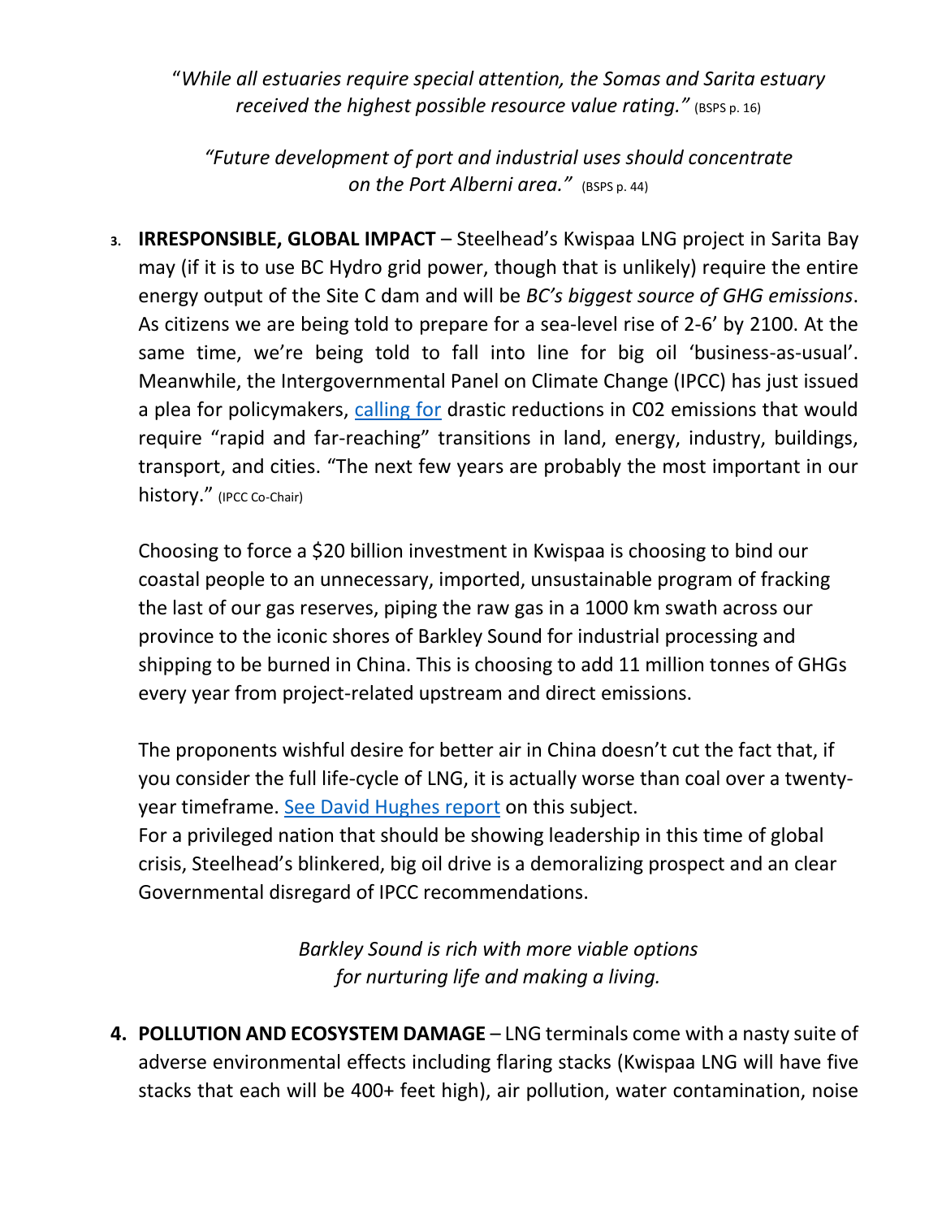"*While all estuaries require special attention, the Somas and Sarita estuary received the highest possible resource value rating.*" (BSPS p. 16)

*"Future development of port and industrial uses should concentrate on the Port Alberni area."* (BSPS p. 44)

3. **IRRESPONSIBLE, GLOBAL IMPACT** – Steelhead's Kwispaa LNG project in Sarita Bay may (if it is to use BC Hydro grid power, though that is unlikely) require the entire energy output of the Site C dam and will be *BC's biggest source of GHG emissions*. As citizens we are being told to prepare for a sea-level rise of 2-6' by 2100. At the same time, we're being told to fall into line for big oil 'business-as-usual'. Meanwhile, the Intergovernmental Panel on Climate Change (IPCC) has just issued a plea for policymakers, calling for drastic reductions in C02 emissions that would require "rapid and far-reaching" transitions in land, energy, industry, buildings, transport, and cities. "The next few years are probably the most important in our history." (IPCC Co-Chair)

   Choosing to force a $20 billion investment in Kwispaa is choosing to bind our coastal people to an unnecessary, imported, unsustainable program of fracking the last of our gas reserves, piping the raw gas in a 1000 km swath across our province to the iconic shores of Barkley Sound for industrial processing and shipping to be burned in China. This is choosing to add 11 million tonnes of GHGs every year from project-related upstream and direct emissions.

   The proponents wishful desire for better air in China doesn't cut the fact that, if you consider the full life-cycle of LNG, it is actually worse than coal over a twenty-year timeframe. See David Hughes report on this subject.
   For a privileged nation that should be showing leadership in this time of global crisis, Steelhead's blinkered, big oil drive is a demoralizing prospect and an clear Governmental disregard of IPCC recommendations.

*Barkley Sound is rich with more viable options for nurturing life and making a living.*

4. **POLLUTION AND ECOSYSTEM DAMAGE** – LNG terminals come with a nasty suite of adverse environmental effects including flaring stacks (Kwispaa LNG will have five stacks that each will be 400+ feet high), air pollution, water contamination, noise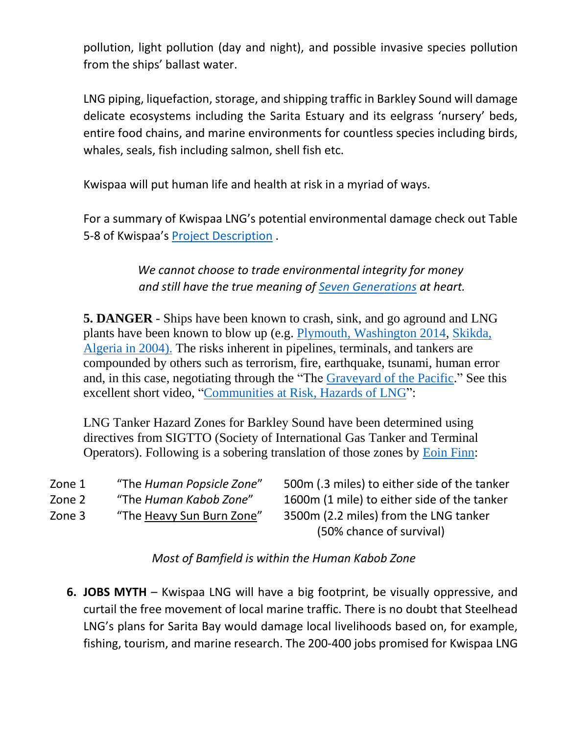pollution, light pollution (day and night), and possible invasive species pollution from the ships' ballast water.

LNG piping, liquefaction, storage, and shipping traffic in Barkley Sound will damage delicate ecosystems including the Sarita Estuary and its eelgrass 'nursery' beds, entire food chains, and marine environments for countless species including birds, whales, seals, fish including salmon, shell fish etc.

Kwispaa will put human life and health at risk in a myriad of ways.

For a summary of Kwispaa LNG's potential environmental damage check out Table 5-8 of Kwispaa's Project Description .

> *We cannot choose to trade environmental integrity for money and still have the true meaning of Seven Generations at heart.*

**5. DANGER** - Ships have been known to crash, sink, and go aground and LNG plants have been known to blow up (e.g. Plymouth, Washington 2014, Skikda, Algeria in 2004). The risks inherent in pipelines, terminals, and tankers are compounded by others such as terrorism, fire, earthquake, tsunami, human error and, in this case, negotiating through the "The Graveyard of the Pacific." See this excellent short video, "Communities at Risk, Hazards of LNG":

LNG Tanker Hazard Zones for Barkley Sound have been determined using directives from SIGTTO (Society of International Gas Tanker and Terminal Operators). Following is a sobering translation of those zones by Eoin Finn:

| | | |
|---|---|---|
| Zone 1 | "The *Human Popsicle Zone*" | 500m (.3 miles) to either side of the tanker |
| Zone 2 | "The *Human Kabob Zone*" | 1600m (1 mile) to either side of the tanker |
| Zone 3 | "The Heavy Sun Burn Zone" | 3500m (2.2 miles) from the LNG tanker (50% chance of survival) |

*Most of Bamfield is within the Human Kabob Zone*

**6. JOBS MYTH** – Kwispaa LNG will have a big footprint, be visually oppressive, and curtail the free movement of local marine traffic. There is no doubt that Steelhead LNG's plans for Sarita Bay would damage local livelihoods based on, for example, fishing, tourism, and marine research. The 200-400 jobs promised for Kwispaa LNG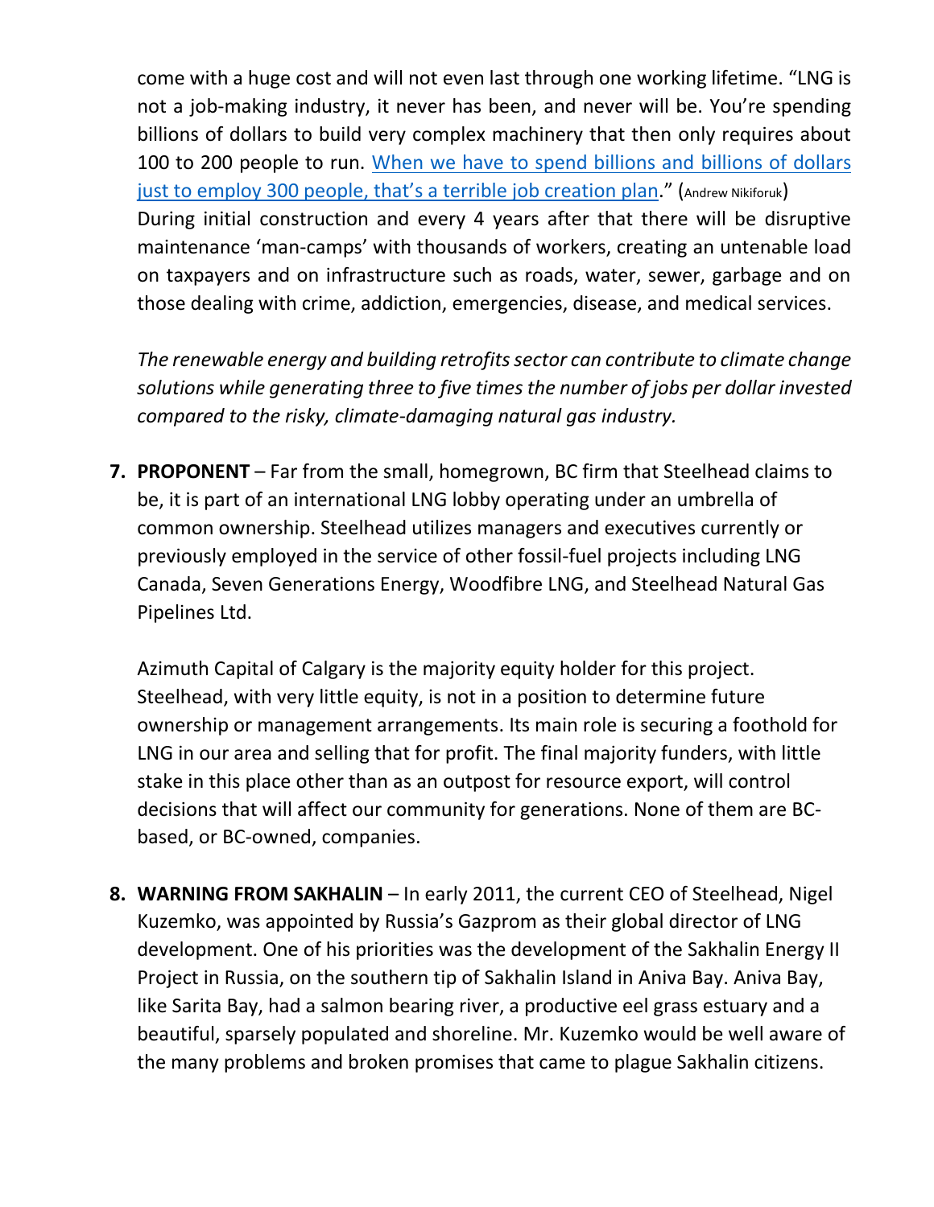come with a huge cost and will not even last through one working lifetime. "LNG is not a job-making industry, it never has been, and never will be. You're spending billions of dollars to build very complex machinery that then only requires about 100 to 200 people to run. When we have to spend billions and billions of dollars just to employ 300 people, that's a terrible job creation plan." (Andrew Nikiforuk) During initial construction and every 4 years after that there will be disruptive maintenance 'man-camps' with thousands of workers, creating an untenable load on taxpayers and on infrastructure such as roads, water, sewer, garbage and on those dealing with crime, addiction, emergencies, disease, and medical services.

*The renewable energy and building retrofits sector can contribute to climate change solutions while generating three to five times the number of jobs per dollar invested compared to the risky, climate-damaging natural gas industry.*

7. **PROPONENT** – Far from the small, homegrown, BC firm that Steelhead claims to be, it is part of an international LNG lobby operating under an umbrella of common ownership. Steelhead utilizes managers and executives currently or previously employed in the service of other fossil-fuel projects including LNG Canada, Seven Generations Energy, Woodfibre LNG, and Steelhead Natural Gas Pipelines Ltd.

   Azimuth Capital of Calgary is the majority equity holder for this project. Steelhead, with very little equity, is not in a position to determine future ownership or management arrangements. Its main role is securing a foothold for LNG in our area and selling that for profit. The final majority funders, with little stake in this place other than as an outpost for resource export, will control decisions that will affect our community for generations. None of them are BC-based, or BC-owned, companies.

8. **WARNING FROM SAKHALIN** – In early 2011, the current CEO of Steelhead, Nigel Kuzemko, was appointed by Russia's Gazprom as their global director of LNG development. One of his priorities was the development of the Sakhalin Energy II Project in Russia, on the southern tip of Sakhalin Island in Aniva Bay. Aniva Bay, like Sarita Bay, had a salmon bearing river, a productive eel grass estuary and a beautiful, sparsely populated and shoreline. Mr. Kuzemko would be well aware of the many problems and broken promises that came to plague Sakhalin citizens.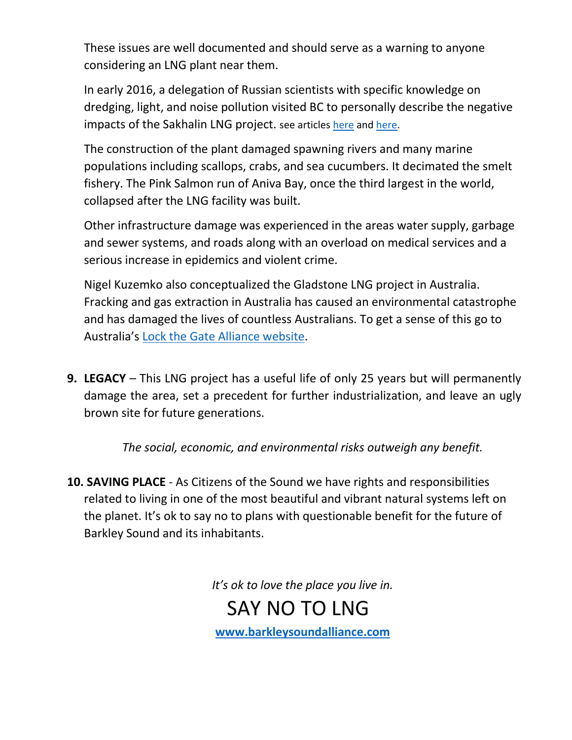These issues are well documented and should serve as a warning to anyone considering an LNG plant near them.

In early 2016, a delegation of Russian scientists with specific knowledge on dredging, light, and noise pollution visited BC to personally describe the negative impacts of the Sakhalin LNG project. see articles [here]() and [here]().

The construction of the plant damaged spawning rivers and many marine populations including scallops, crabs, and sea cucumbers. It decimated the smelt fishery. The Pink Salmon run of Aniva Bay, once the third largest in the world, collapsed after the LNG facility was built.

Other infrastructure damage was experienced in the areas water supply, garbage and sewer systems, and roads along with an overload on medical services and a serious increase in epidemics and violent crime.

Nigel Kuzemko also conceptualized the Gladstone LNG project in Australia. Fracking and gas extraction in Australia has caused an environmental catastrophe and has damaged the lives of countless Australians. To get a sense of this go to Australia's [Lock the Gate Alliance website]().

9. **LEGACY** – This LNG project has a useful life of only 25 years but will permanently damage the area, set a precedent for further industrialization, and leave an ugly brown site for future generations.

*The social, economic, and environmental risks outweigh any benefit.*

10. **SAVING PLACE** - As Citizens of the Sound we have rights and responsibilities related to living in one of the most beautiful and vibrant natural systems left on the planet. It's ok to say no to plans with questionable benefit for the future of Barkley Sound and its inhabitants.

*It's ok to love the place you live in.*

SAY NO TO LNG

**www.barkleysoundalliance.com**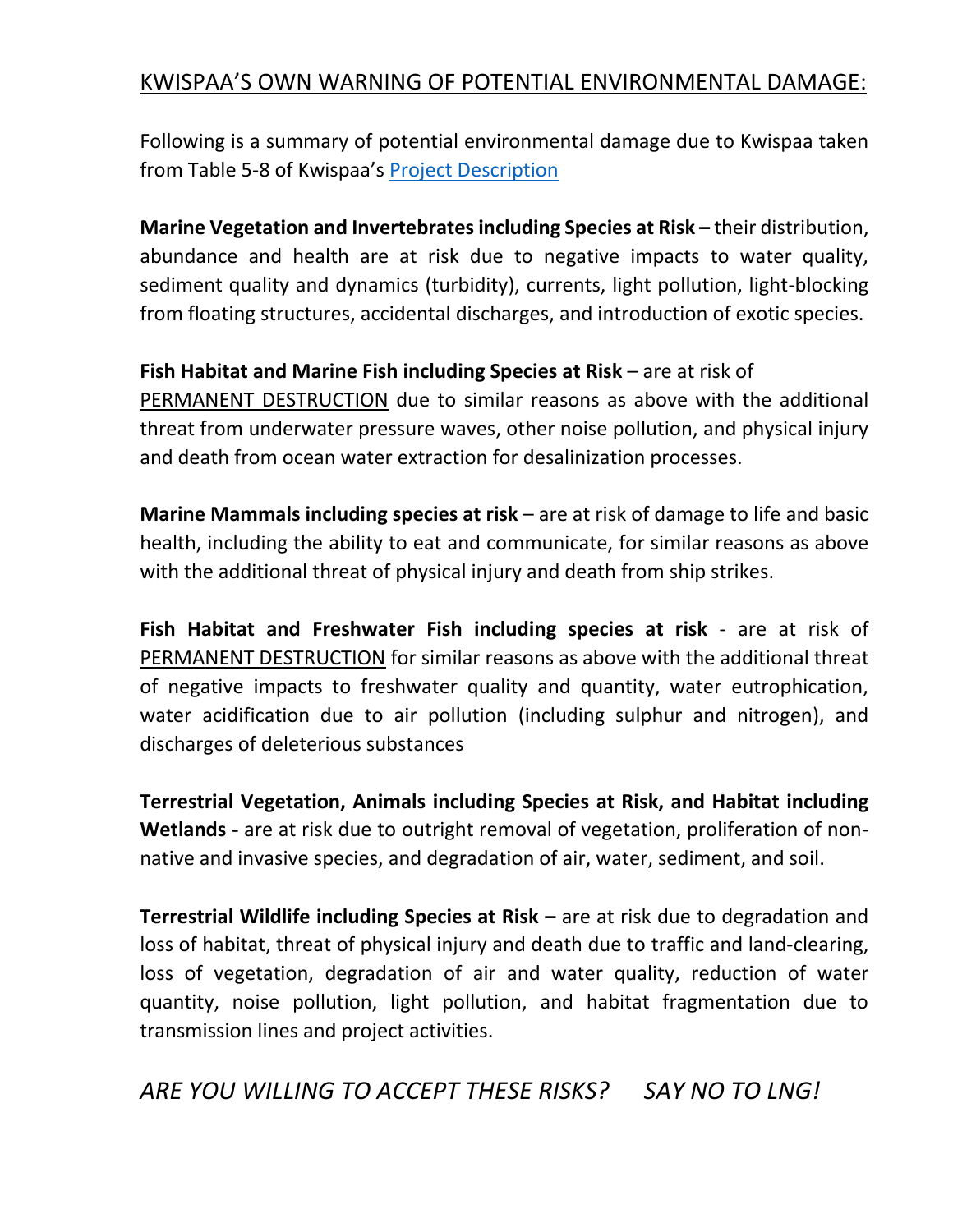## KWISPAA'S OWN WARNING OF POTENTIAL ENVIRONMENTAL DAMAGE:

Following is a summary of potential environmental damage due to Kwispaa taken from Table 5-8 of Kwispaa's Project Description

**Marine Vegetation and Invertebrates including Species at Risk –** their distribution, abundance and health are at risk due to negative impacts to water quality, sediment quality and dynamics (turbidity), currents, light pollution, light-blocking from floating structures, accidental discharges, and introduction of exotic species.

**Fish Habitat and Marine Fish including Species at Risk** – are at risk of PERMANENT DESTRUCTION due to similar reasons as above with the additional threat from underwater pressure waves, other noise pollution, and physical injury and death from ocean water extraction for desalinization processes.

**Marine Mammals including species at risk** – are at risk of damage to life and basic health, including the ability to eat and communicate, for similar reasons as above with the additional threat of physical injury and death from ship strikes.

**Fish Habitat and Freshwater Fish including species at risk** - are at risk of PERMANENT DESTRUCTION for similar reasons as above with the additional threat of negative impacts to freshwater quality and quantity, water eutrophication, water acidification due to air pollution (including sulphur and nitrogen), and discharges of deleterious substances

**Terrestrial Vegetation, Animals including Species at Risk, and Habitat including Wetlands -** are at risk due to outright removal of vegetation, proliferation of non-native and invasive species, and degradation of air, water, sediment, and soil.

**Terrestrial Wildlife including Species at Risk –** are at risk due to degradation and loss of habitat, threat of physical injury and death due to traffic and land-clearing, loss of vegetation, degradation of air and water quality, reduction of water quantity, noise pollution, light pollution, and habitat fragmentation due to transmission lines and project activities.

*ARE YOU WILLING TO ACCEPT THESE RISKS? SAY NO TO LNG!*